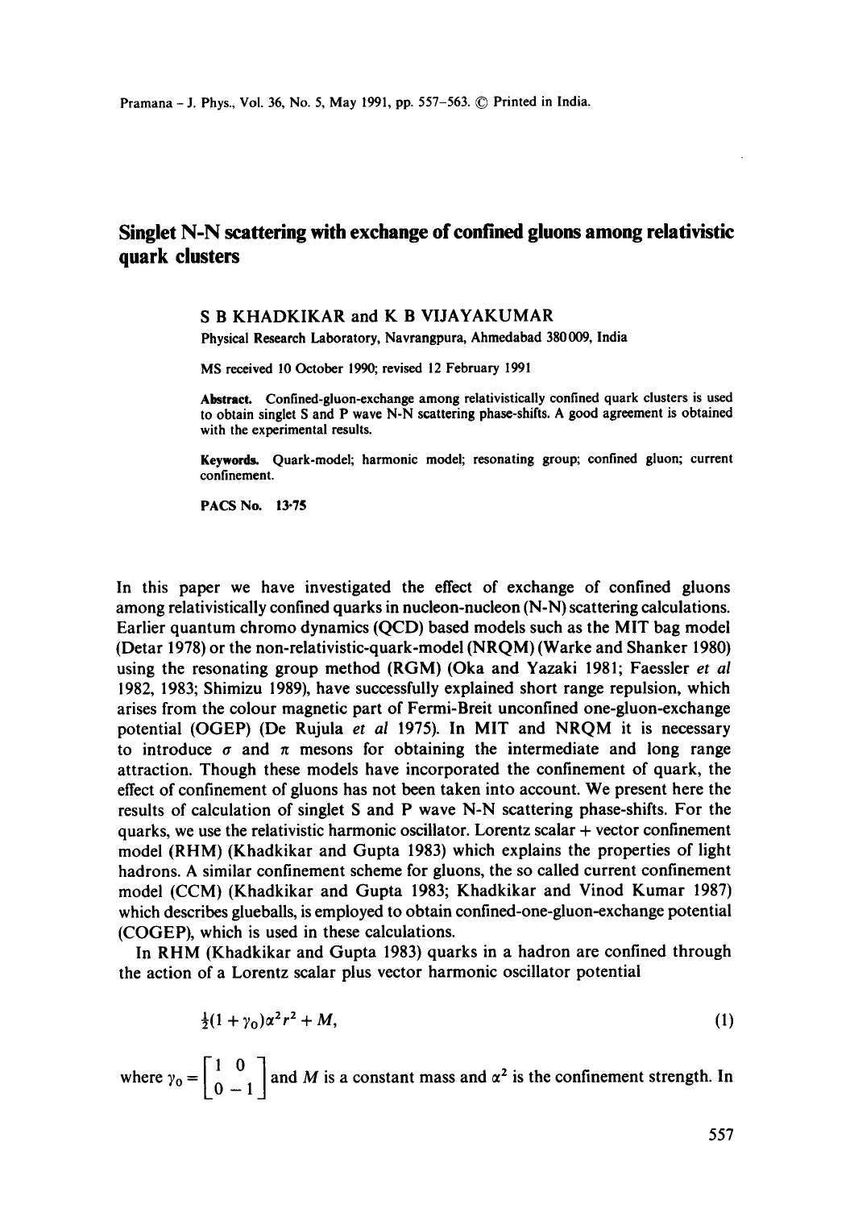# Singlet N-N scattering with exchange of confined gluons among relativistic quark clusters

S B KHADKIKAR and K B VIJAYAKUMAR

Physical Research Laboratory, Navrangpura, Ahmedabad 380009, India

MS received 10 October 1990; revised 12 February 1991

**Abstract.** Confined-gluon-exchange among relativistically confined quark clusters is used to obtain singlet S and P wave N-N scattering phase-shifts. A good agreement is obtained with the experimental results.

**Keywords.** Quark-model; harmonic model; resonating group; confined gluon; current confinement.

**PACS No. 13·75**

In this paper we have investigated the effect of exchange of confined gluons among relativistically confined quarks in nucleon-nucleon (N-N) scattering calculations. Earlier quantum chromo dynamics (QCD) based models such as the MIT bag model (Detar 1978) or the non-relativistic-quark-model (NRQM) (Warke and Shanker 1980) using the resonating group method (RGM) (Oka and Yazaki 1981; Faessler *et al* 1982, 1983; Shimizu 1989), have successfully explained short range repulsion, which arises from the colour magnetic part of Fermi-Breit unconfined one-gluon-exchange potential (OGEP) (De Rujula *et al* 1975). In MIT and NRQM it is necessary to introduce $\sigma$ and $\pi$ mesons for obtaining the intermediate and long range attraction. Though these models have incorporated the confinement of quark, the effect of confinement of gluons has not been taken into account. We present here the results of calculation of singlet S and P wave N-N scattering phase-shifts. For the quarks, we use the relativistic harmonic oscillator. Lorentz scalar + vector confinement model (RHM) (Khadkikar and Gupta 1983) which explains the properties of light hadrons. A similar confinement scheme for gluons, the so called current confinement model (CCM) (Khadkikar and Gupta 1983; Khadkikar and Vinod Kumar 1987) which describes glueballs, is employed to obtain confined-one-gluon-exchange potential (COGEP), which is used in these calculations.

In RHM (Khadkikar and Gupta 1983) quarks in a hadron are confined through the action of a Lorentz scalar plus vector harmonic oscillator potential

$$\tfrac{1}{2}(1+\gamma_0)\alpha^2 r^2 + M, \tag{1}$$

where $\gamma_0 = \begin{bmatrix} 1 & 0 \\ 0 & -1 \end{bmatrix}$ and $M$ is a constant mass and $\alpha^2$ is the confinement strength. In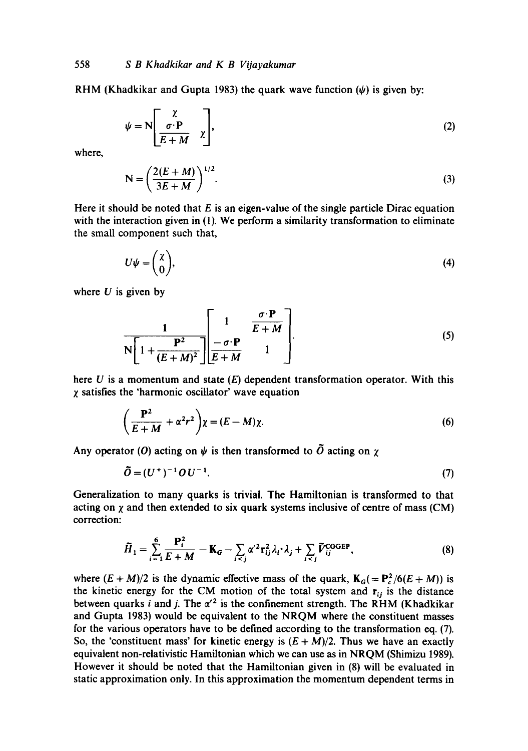RHM (Khadkikar and Gupta 1983) the quark wave function ($\psi$) is given by:

$$\psi = \mathrm{N}\begin{bmatrix} \chi \\ \dfrac{\sigma\cdot\mathbf{P}}{E+M}\chi \end{bmatrix}, \tag{2}$$

where,

$$\mathrm{N} = \left(\frac{2(E+M)}{3E+M}\right)^{1/2}. \tag{3}$$

Here it should be noted that $E$ is an eigen-value of the single particle Dirac equation with the interaction given in (1). We perform a similarity transformation to eliminate the small component such that,

$$U\psi = \begin{pmatrix} \chi \\ 0 \end{pmatrix}, \tag{4}$$

where $U$ is given by

$$\frac{1}{\mathrm{N}\left[1+\dfrac{\mathbf{P}^2}{(E+M)^2}\right]}\begin{bmatrix} 1 & \dfrac{\sigma\cdot\mathbf{P}}{E+M} \\ \dfrac{-\sigma\cdot\mathbf{P}}{E+M} & 1 \end{bmatrix}. \tag{5}$$

here $U$ is a momentum and state ($E$) dependent transformation operator. With this $\chi$ satisfies the 'harmonic oscillator' wave equation

$$\left(\frac{\mathbf{P}^2}{E+M} + \alpha^2 r^2\right)\chi = (E-M)\chi. \tag{6}$$

Any operator ($O$) acting on $\psi$ is then transformed to $\tilde{O}$ acting on $\chi$

$$\tilde{O} = (U^{+})^{-1} O U^{-1}. \tag{7}$$

Generalization to many quarks is trivial. The Hamiltonian is transformed to that acting on $\chi$ and then extended to six quark systems inclusive of centre of mass (CM) correction:

$$\tilde{H}_1 = \sum_{i=1}^{6} \frac{\mathbf{P}_i^2}{E+M} - \mathbf{K}_G - \sum_{i<j} \alpha'^2 \mathbf{r}_{ij}^2 \lambda_i\cdot\lambda_j + \sum_{i<j} \tilde{V}_{ij}^{\mathrm{COGEP}}, \tag{8}$$

where $(E+M)/2$ is the dynamic effective mass of the quark, $\mathbf{K}_G (= \mathbf{P}_c^2/6(E+M))$ is the kinetic energy for the CM motion of the total system and $\mathbf{r}_{ij}$ is the distance between quarks $i$ and $j$. The $\alpha'^2$ is the confinement strength. The RHM (Khadkikar and Gupta 1983) would be equivalent to the NRQM where the constituent masses for the various operators have to be defined according to the transformation eq. (7). So, the 'constituent mass' for kinetic energy is $(E+M)/2$. Thus we have an exactly equivalent non-relativistic Hamiltonian which we can use as in NRQM (Shimizu 1989). However it should be noted that the Hamiltonian given in (8) will be evaluated in static approximation only. In this approximation the momentum dependent terms in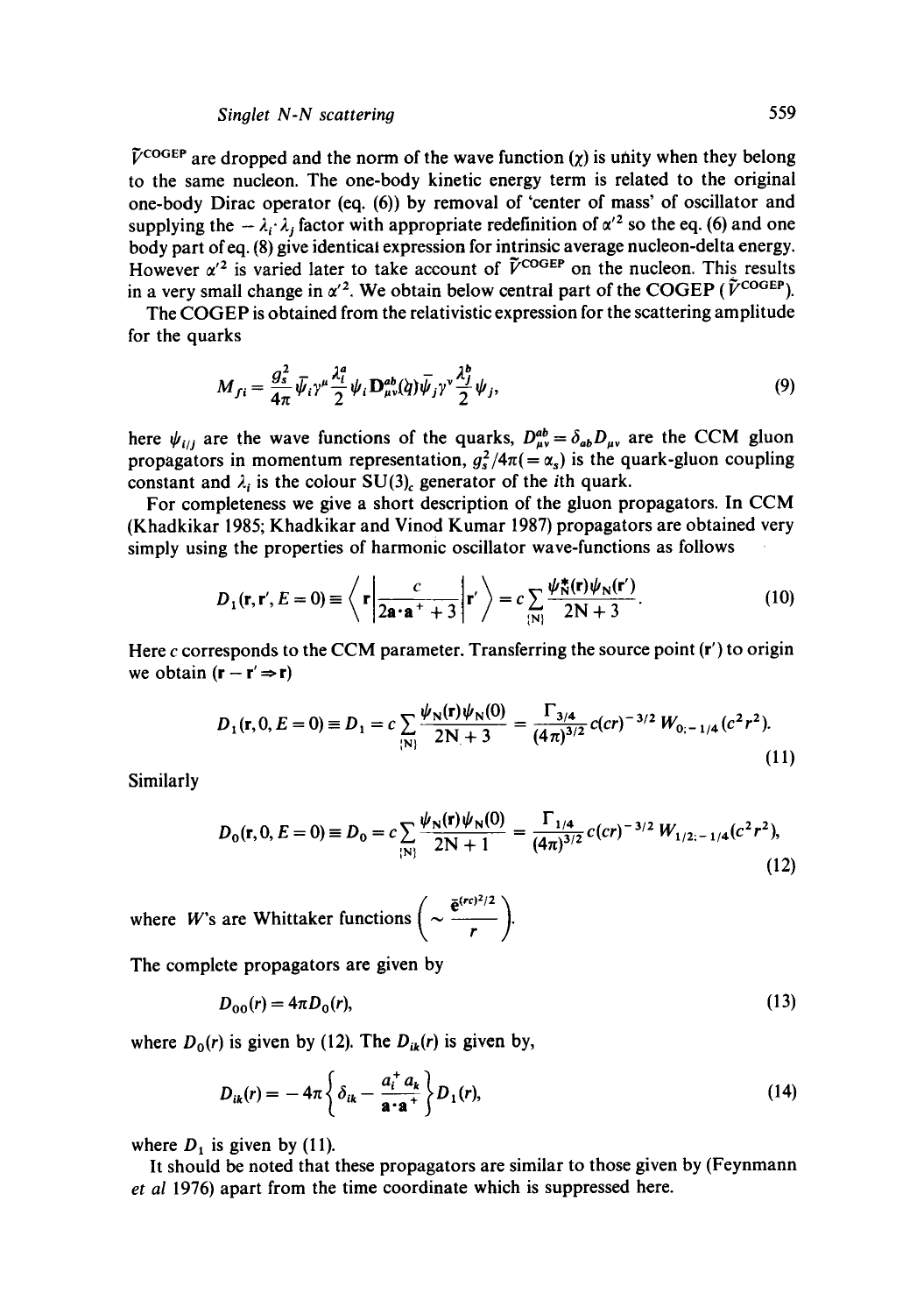$\tilde{V}^{\text{COGEP}}$ are dropped and the norm of the wave function ($\chi$) is unity when they belong to the same nucleon. The one-body kinetic energy term is related to the original one-body Dirac operator (eq. (6)) by removal of 'center of mass' of oscillator and supplying the $-\lambda_i \cdot \lambda_j$ factor with appropriate redefinition of $\alpha'^2$ so the eq. (6) and one body part of eq. (8) give identical expression for intrinsic average nucleon-delta energy. However $\alpha'^2$ is varied later to take account of $\tilde{V}^{\text{COGEP}}$ on the nucleon. This results in a very small change in $\alpha'^2$. We obtain below central part of the COGEP ($\tilde{V}^{\text{COGEP}}$).

The COGEP is obtained from the relativistic expression for the scattering amplitude for the quarks

$$M_{fi} = \frac{g_s^2}{4\pi} \bar{\psi}_i \gamma^\mu \frac{\lambda_i^a}{2} \psi_i \mathbf{D}_{\mu\nu}^{ab}(q) \bar{\psi}_j \gamma^\nu \frac{\lambda_j^b}{2} \psi_j, \tag{9}$$

here $\psi_{i/j}$ are the wave functions of the quarks, $D_{\mu\nu}^{ab} = \delta_{ab} D_{\mu\nu}$ are the CCM gluon propagators in momentum representation, $g_s^2/4\pi (= \alpha_s)$ is the quark-gluon coupling constant and $\lambda_i$ is the colour $SU(3)_c$ generator of the $i$th quark.

For completeness we give a short description of the gluon propagators. In CCM (Khadkikar 1985; Khadkikar and Vinod Kumar 1987) propagators are obtained very simply using the properties of harmonic oscillator wave-functions as follows

$$D_1(\mathbf{r}, \mathbf{r}', E = 0) \equiv \left\langle \mathbf{r} \left| \frac{c}{2\mathbf{a}\cdot\mathbf{a}^+ + 3} \right| \mathbf{r}' \right\rangle = c \sum_{\{N\}} \frac{\psi_N^*(\mathbf{r}) \psi_N(\mathbf{r}')}{2N + 3}. \tag{10}$$

Here $c$ corresponds to the CCM parameter. Transferring the source point ($\mathbf{r}'$) to origin we obtain ($\mathbf{r} - \mathbf{r}' \Rightarrow \mathbf{r}$)

$$D_1(\mathbf{r}, 0, E = 0) \equiv D_1 = c \sum_{\{N\}} \frac{\psi_N(\mathbf{r}) \psi_N(0)}{2N + 3} = \frac{\Gamma_{3/4}}{(4\pi)^{3/2}} c (cr)^{-3/2} W_{0;-1/4}(c^2 r^2). \tag{11}$$

Similarly

$$D_0(\mathbf{r}, 0, E = 0) \equiv D_0 = c \sum_{\{N\}} \frac{\psi_N(\mathbf{r}) \psi_N(0)}{2N + 1} = \frac{\Gamma_{1/4}}{(4\pi)^{3/2}} c (cr)^{-3/2} W_{1/2;-1/4}(c^2 r^2), \tag{12}$$

where $W$'s are Whittaker functions $\left( \sim \frac{\bar{e}^{(rc)^2/2}}{r} \right)$.

The complete propagators are given by

$$D_{00}(r) = 4\pi D_0(r), \tag{13}$$

where $D_0(r)$ is given by (12). The $D_{ik}(r)$ is given by,

$$D_{ik}(r) = -4\pi \left\{ \delta_{ik} - \frac{a_i^+ a_k}{\mathbf{a}\cdot\mathbf{a}^+} \right\} D_1(r), \tag{14}$$

where $D_1$ is given by (11).

It should be noted that these propagators are similar to those given by (Feynmann *et al* 1976) apart from the time coordinate which is suppressed here.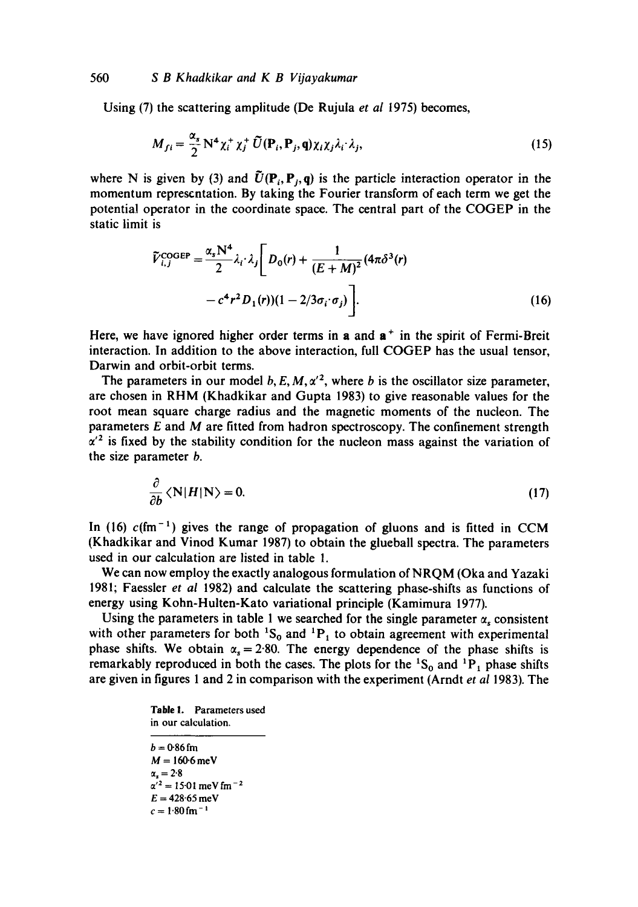Using (7) the scattering amplitude (De Rujula *et al* 1975) becomes,

$$M_{fi} = \frac{\alpha_s}{2} N^4 \chi_i^+ \chi_j^+ \tilde{U}(\mathbf{P}_i, \mathbf{P}_j, \mathbf{q}) \chi_i \chi_j \lambda_i \cdot \lambda_j, \tag{15}$$

where N is given by (3) and $\tilde{U}(\mathbf{P}_i, \mathbf{P}_j, \mathbf{q})$ is the particle interaction operator in the momentum representation. By taking the Fourier transform of each term we get the potential operator in the coordinate space. The central part of the COGEP in the static limit is

$$\tilde{V}_{i,j}^{\mathrm{COGEP}} = \frac{\alpha_s N^4}{2} \lambda_i \cdot \lambda_j \left[ D_0(r) + \frac{1}{(E+M)^2} (4\pi\delta^3(r) - c^4 r^2 D_1(r))(1 - 2/3\sigma_i \cdot \sigma_j) \right]. \tag{16}$$

Here, we have ignored higher order terms in $\mathbf{a}$ and $\mathbf{a}^+$ in the spirit of Fermi-Breit interaction. In addition to the above interaction, full COGEP has the usual tensor, Darwin and orbit-orbit terms.

The parameters in our model $b, E, M, \alpha'^2$, where $b$ is the oscillator size parameter, are chosen in RHM (Khadkikar and Gupta 1983) to give reasonable values for the root mean square charge radius and the magnetic moments of the nucleon. The parameters $E$ and $M$ are fitted from hadron spectroscopy. The confinement strength $\alpha'^2$ is fixed by the stability condition for the nucleon mass against the variation of the size parameter $b$.

$$\frac{\partial}{\partial b} \langle \mathrm{N} | H | \mathrm{N} \rangle = 0. \tag{17}$$

In (16) $c(\mathrm{fm}^{-1})$ gives the range of propagation of gluons and is fitted in CCM (Khadkikar and Vinod Kumar 1987) to obtain the glueball spectra. The parameters used in our calculation are listed in table 1.

We can now employ the exactly analogous formulation of NRQM (Oka and Yazaki 1981; Faessler *et al* 1982) and calculate the scattering phase-shifts as functions of energy using Kohn-Hulten-Kato variational principle (Kamimura 1977).

Using the parameters in table 1 we searched for the single parameter $\alpha_s$ consistent with other parameters for both $^1S_0$ and $^1P_1$ to obtain agreement with experimental phase shifts. We obtain $\alpha_s = 2.80$. The energy dependence of the phase shifts is remarkably reproduced in both the cases. The plots for the $^1S_0$ and $^1P_1$ phase shifts are given in figures 1 and 2 in comparison with the experiment (Arndt *et al* 1983). The

**Table 1.** Parameters used in our calculation.

| |
|---|
| $b = 0.86\,\mathrm{fm}$ |
| $M = 160.6\,\mathrm{meV}$ |
| $\alpha_s = 2.8$ |
| $\alpha'^2 = 15.01\,\mathrm{meV\,fm}^{-2}$ |
| $E = 428.65\,\mathrm{meV}$ |
| $c = 1.80\,\mathrm{fm}^{-1}$ |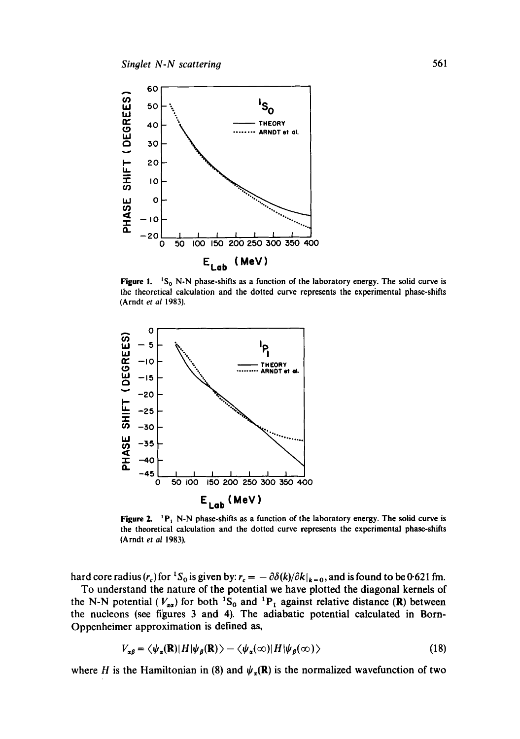Figure 1. $^1S_0$ N-N phase-shifts as a function of the laboratory energy. The solid curve is the theoretical calculation and the dotted curve represents the experimental phase-shifts (Arndt *et al* 1983).

Figure 2. $^1P_1$ N-N phase-shifts as a function of the laboratory energy. The solid curve is the theoretical calculation and the dotted curve represents the experimental phase-shifts (Arndt *et al* 1983).

hard core radius ($r_c$) for $^1S_0$ is given by: $r_c = -\partial\delta(k)/\partial k|_{k=0}$, and is found to be 0·621 fm.

To understand the nature of the potential we have plotted the diagonal kernels of the N-N potential ($V_{\alpha\alpha}$) for both $^1S_0$ and $^1P_1$ against relative distance (**R**) between the nucleons (see figures 3 and 4). The adiabatic potential calculated in Born-Oppenheimer approximation is defined as,

$$V_{\alpha\beta} = \langle\psi_\alpha(\mathbf{R})|H|\psi_\beta(\mathbf{R})\rangle - \langle\psi_\alpha(\infty)|H|\psi_\beta(\infty)\rangle \tag{18}$$

where $H$ is the Hamiltonian in (8) and $\psi_\alpha(\mathbf{R})$ is the normalized wavefunction of two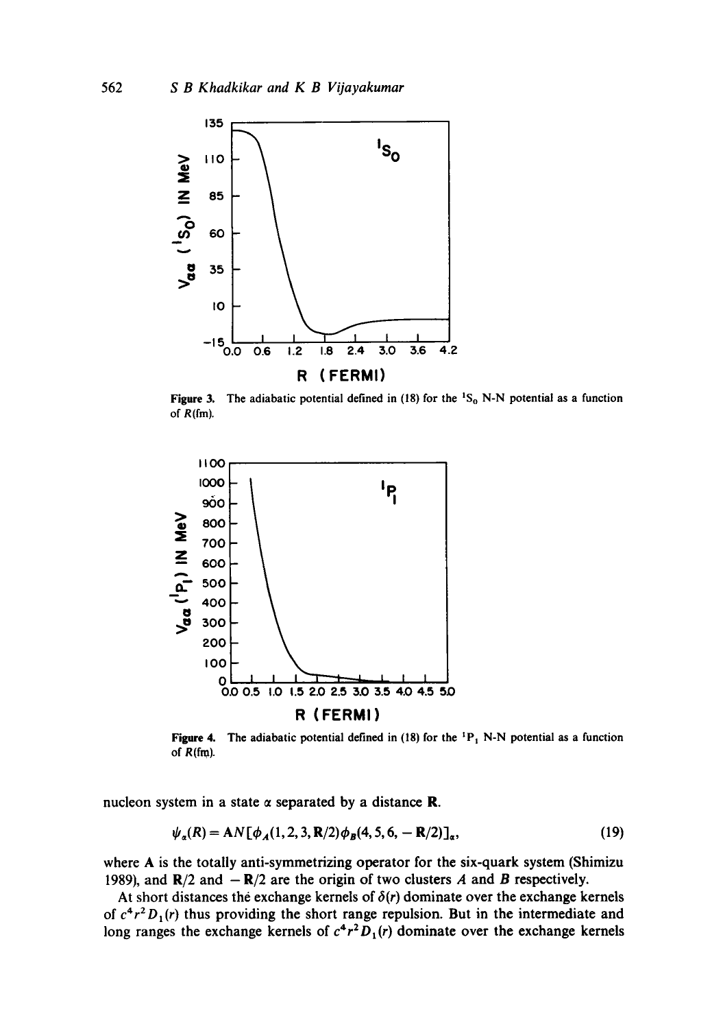Figure 3. The adiabatic potential defined in (18) for the $^1S_0$ N-N potential as a function of $R$(fm).

Figure 4. The adiabatic potential defined in (18) for the $^1P_1$ N-N potential as a function of $R$(fm).

nucleon system in a state $\alpha$ separated by a distance $\mathbf{R}$.

$$\psi_\alpha(R) = \mathbf{A}N[\phi_A(1, 2, 3, \mathbf{R}/2)\phi_B(4, 5, 6, -\mathbf{R}/2)]_\alpha, \tag{19}$$

where $\mathbf{A}$ is the totally anti-symmetrizing operator for the six-quark system (Shimizu 1989), and $\mathbf{R}/2$ and $-\mathbf{R}/2$ are the origin of two clusters $A$ and $B$ respectively.

At short distances the exchange kernels of $\delta(r)$ dominate over the exchange kernels of $c^4 r^2 D_1(r)$ thus providing the short range repulsion. But in the intermediate and long ranges the exchange kernels of $c^4 r^2 D_1(r)$ dominate over the exchange kernels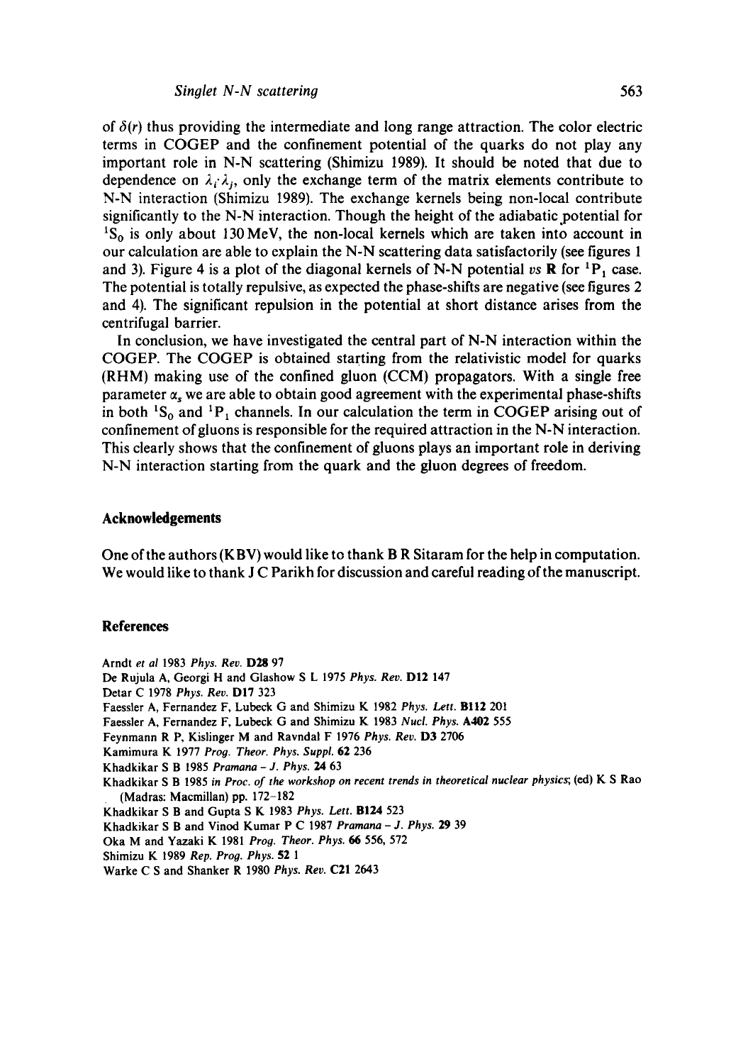of $\delta(r)$ thus providing the intermediate and long range attraction. The color electric terms in COGEP and the confinement potential of the quarks do not play any important role in N-N scattering (Shimizu 1989). It should be noted that due to dependence on $\lambda_i \cdot \lambda_j$, only the exchange term of the matrix elements contribute to N-N interaction (Shimizu 1989). The exchange kernels being non-local contribute significantly to the N-N interaction. Though the height of the adiabatic potential for ${}^1S_0$ is only about 130 MeV, the non-local kernels which are taken into account in our calculation are able to explain the N-N scattering data satisfactorily (see figures 1 and 3). Figure 4 is a plot of the diagonal kernels of N-N potential *vs* $\mathbf{R}$ for ${}^1P_1$ case. The potential is totally repulsive, as expected the phase-shifts are negative (see figures 2 and 4). The significant repulsion in the potential at short distance arises from the centrifugal barrier.

In conclusion, we have investigated the central part of N-N interaction within the COGEP. The COGEP is obtained starting from the relativistic model for quarks (RHM) making use of the confined gluon (CCM) propagators. With a single free parameter $\alpha_s$ we are able to obtain good agreement with the experimental phase-shifts in both ${}^1S_0$ and ${}^1P_1$ channels. In our calculation the term in COGEP arising out of confinement of gluons is responsible for the required attraction in the N-N interaction. This clearly shows that the confinement of gluons plays an important role in deriving N-N interaction starting from the quark and the gluon degrees of freedom.

## Acknowledgements

One of the authors (KBV) would like to thank B R Sitaram for the help in computation. We would like to thank J C Parikh for discussion and careful reading of the manuscript.

## References

Arndt *et al* 1983 *Phys. Rev.* **D28** 97
De Rujula A, Georgi H and Glashow S L 1975 *Phys. Rev.* **D12** 147
Detar C 1978 *Phys. Rev.* **D17** 323
Faessler A, Fernandez F, Lubeck G and Shimizu K 1982 *Phys. Lett.* **B112** 201
Faessler A, Fernandez F, Lubeck G and Shimizu K 1983 *Nucl. Phys.* **A402** 555
Feynmann R P, Kislinger M and Ravndal F 1976 *Phys. Rev.* **D3** 2706
Kamimura K 1977 *Prog. Theor. Phys. Suppl.* **62** 236
Khadkikar S B 1985 *Pramana – J. Phys.* **24** 63
Khadkikar S B 1985 *in Proc. of the workshop on recent trends in theoretical nuclear physics*; (ed) K S Rao (Madras: Macmillan) pp. 172–182
Khadkikar S B and Gupta S K 1983 *Phys. Lett.* **B124** 523
Khadkikar S B and Vinod Kumar P C 1987 *Pramana – J. Phys.* **29** 39
Oka M and Yazaki K 1981 *Prog. Theor. Phys.* **66** 556, 572
Shimizu K 1989 *Rep. Prog. Phys.* **52** 1
Warke C S and Shanker R 1980 *Phys. Rev.* **C21** 2643